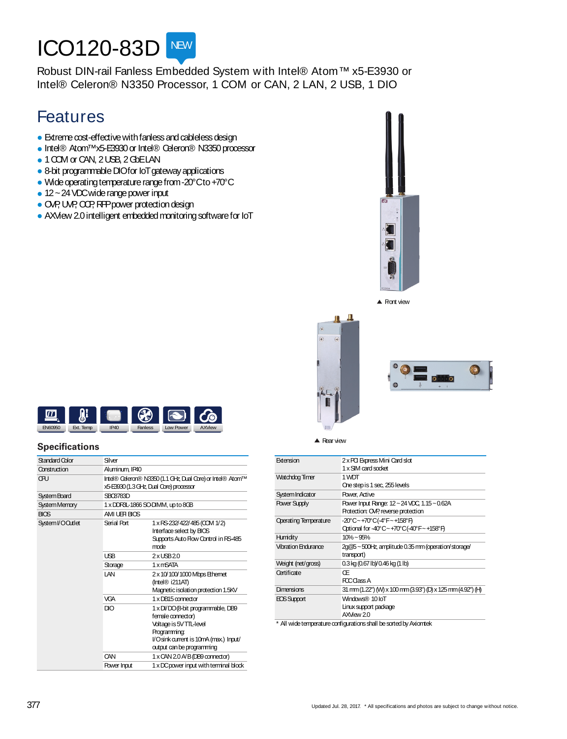# ICO120-83D NEW

Robust DIN-rail Fanless Embedded System with Intel® Atom™ x5-E3930 or Intel® Celeron® N3350 Processor, 1 COM or CAN, 2 LAN, 2 USB, 1 DIO

## Features

- Extreme cost-effective with fanless and cableless design
- Intel® Atom™ x5-E3930 or Intel® Celeron® N3350 processor
- 1 COM or CAN, 2 USB, 2 GbE LAN
- 8-bit programmable DIO for IoT gateway applications
- Wide operating temperature range from -20°C to +70°C
- 12 ~ 24 VDC wide range power input
- OVP, UVP, OCP, RPP power protection design
- AXView 2.0 intelligent embedded monitoring software for IoT

▲ Front view

▲ Rear view

EN60950 | Ext. Temp | IP40 | Fanless | Low Power | AXView

## Specifications

| | | |
|---|---|---|
| Standard Color | Silver | |
| Construction | Aluminum, IP40 | |
| CPU | Intel® Celeron® N3350 (1.1 GHz, Dual Core) or Intel® Atom™ x5-E3930 (1.3 GHz, Dual Core) processor | |
| System Board | SBC8783D | |
| System Memory | 1 x DDR3L-1866 SO-DIMM, up to 8GB | |
| BIOS | AMI UEFI BIOS | |
| System I/O Outlet | Serial Port | 1 x RS-232/422/485 (COM 1/2)<br>Interface select by BIOS<br>Supports Auto Flow Control in RS-485 mode |
| | USB | 2 x USB 2.0 |
| | Storage | 1 x mSATA |
| | LAN | 2 x 10/100/1000 Mbps Ethernet (Intel® i211AT)<br>Magnetic isolation protection 1.5KV |
| | VGA | 1 x DB15 connector |
| | DIO | 1 x DI/DO (8-bit programmable, DB9 female connector)<br>Voltage is 5V TTL-level<br>Programming:<br>I/O sink current is 10mA (max.) Input/output can be programming |
| | CAN | 1 x CAN 2.0 A/B (DB9 connector) |
| | Power Input | 1 x DC power input with terminal block |

| | |
|---|---|
| Extension | 2 x PCI Express Mini Card slot<br>1 x SIM card socket |
| Watchdog Timer | 1 WDT<br>One step is 1 sec, 255 levels |
| System Indicator | Power, Active |
| Power Supply | Power Input Range: 12 ~ 24 VDC, 1.15 ~ 0.62A<br>Protection: OVP, reverse protection |
| Operating Temperature | -20°C ~ +70°C (-4°F ~ +158°F)<br>Optional for -40°C ~ +70°C (-40°F ~ +158°F) |
| Humidity | 10% ~ 95% |
| Vibration Endurance | 2g@5 ~ 500Hz, amplitude 0.35 mm (operation/storage/transport) |
| Weight (net/gross) | 0.3 kg (0.67 lb)/0.46 kg (1 lb) |
| Certificate | CE<br>FCC Class A |
| Dimensions | 31 mm (1.22") (W) x 100 mm (3.93") (D) x 125 mm (4.92") (H) |
| EOS Support | Windows® 10 IoT<br>Linux support package<br>AXView 2.0 |

\* All wide temperature configurations shall be sorted by Axiomtek

Updated Jul. 28, 2017. * All specifications and photos are subject to change without notice.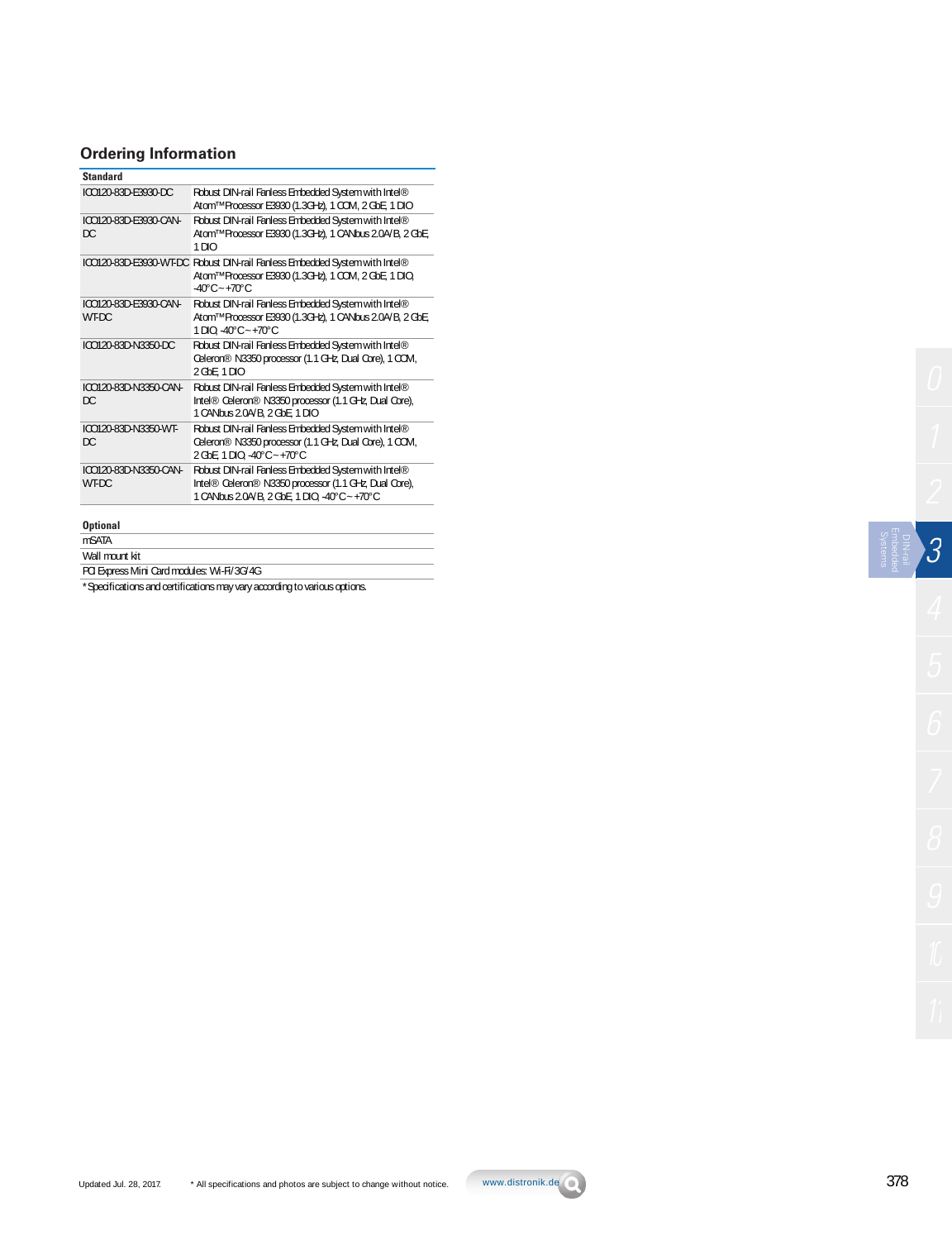## Ordering Information

| Standard | |
|---|---|
| ICO120-83D-E3930-DC | Robust DIN-rail Fanless Embedded System with Intel® Atom™ Processor E3930 (1.3GHz), 1 COM, 2 GbE, 1 DIO |
| ICO120-83D-E3930-CAN-DC | Robust DIN-rail Fanless Embedded System with Intel® Atom™ Processor E3930 (1.3GHz), 1 CANbus 2.0A/B, 2 GbE, 1 DIO |
| ICO120-83D-E3930-WT-DC | Robust DIN-rail Fanless Embedded System with Intel® Atom™ Processor E3930 (1.3GHz), 1 COM, 2 GbE, 1 DIO, -40°C ~ +70°C |
| ICO120-83D-E3930-CAN-WT-DC | Robust DIN-rail Fanless Embedded System with Intel® Atom™ Processor E3930 (1.3GHz), 1 CANbus 2.0A/B, 2 GbE, 1 DIO, -40°C ~ +70°C |
| ICO120-83D-N3350-DC | Robust DIN-rail Fanless Embedded System with Intel® Celeron® N3350 processor (1.1 GHz, Dual Core), 1 COM, 2 GbE, 1 DIO |
| ICO120-83D-N3350-CAN-DC | Robust DIN-rail Fanless Embedded System with Intel® Intel® Celeron® N3350 processor (1.1 GHz, Dual Core), 1 CANbus 2.0A/B, 2 GbE, 1 DIO |
| ICO120-83D-N3350-WT-DC | Robust DIN-rail Fanless Embedded System with Intel® Celeron® N3350 processor (1.1 GHz, Dual Core), 1 COM, 2 GbE, 1 DIO, -40°C ~ +70°C |
| ICO120-83D-N3350-CAN-WT-DC | Robust DIN-rail Fanless Embedded System with Intel® Intel® Celeron® N3350 processor (1.1 GHz, Dual Core), 1 CANbus 2.0A/B, 2 GbE, 1 DIO, -40°C ~ +70°C |

| Optional |
|---|
| mSATA |
| Wall mount kit |
| PCI Express Mini Card modules: Wi-Fi/3G/4G |

*Specifications and certifications may vary according to various options.

Updated Jul. 28, 2017. * All specifications and photos are subject to change without notice.